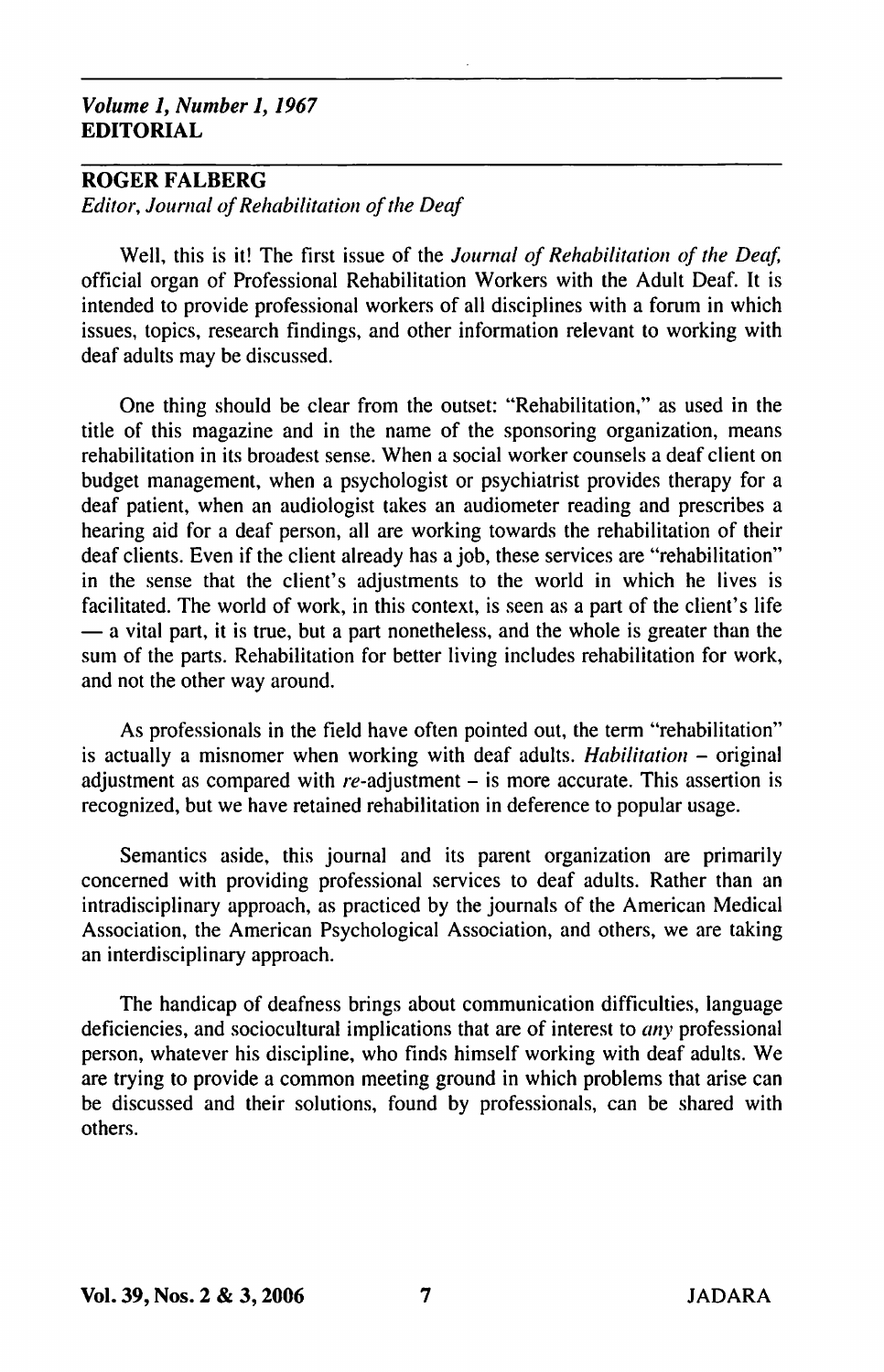*Volume 1, Number 1, 1967*
**EDITORIAL**

**ROGER FALBERG**
*Editor, Journal of Rehabilitation of the Deaf*

Well, this is it! The first issue of the *Journal of Rehabilitation of the Deaf,* official organ of Professional Rehabilitation Workers with the Adult Deaf. It is intended to provide professional workers of all disciplines with a forum in which issues, topics, research findings, and other information relevant to working with deaf adults may be discussed.

One thing should be clear from the outset: "Rehabilitation," as used in the title of this magazine and in the name of the sponsoring organization, means rehabilitation in its broadest sense. When a social worker counsels a deaf client on budget management, when a psychologist or psychiatrist provides therapy for a deaf patient, when an audiologist takes an audiometer reading and prescribes a hearing aid for a deaf person, all are working towards the rehabilitation of their deaf clients. Even if the client already has a job, these services are "rehabilitation" in the sense that the client's adjustments to the world in which he lives is facilitated. The world of work, in this context, is seen as a part of the client's life — a vital part, it is true, but a part nonetheless, and the whole is greater than the sum of the parts. Rehabilitation for better living includes rehabilitation for work, and not the other way around.

As professionals in the field have often pointed out, the term "rehabilitation" is actually a misnomer when working with deaf adults. *Habilitation* – original adjustment as compared with *re*-adjustment – is more accurate. This assertion is recognized, but we have retained rehabilitation in deference to popular usage.

Semantics aside, this journal and its parent organization are primarily concerned with providing professional services to deaf adults. Rather than an intradisciplinary approach, as practiced by the journals of the American Medical Association, the American Psychological Association, and others, we are taking an interdisciplinary approach.

The handicap of deafness brings about communication difficulties, language deficiencies, and sociocultural implications that are of interest to *any* professional person, whatever his discipline, who finds himself working with deaf adults. We are trying to provide a common meeting ground in which problems that arise can be discussed and their solutions, found by professionals, can be shared with others.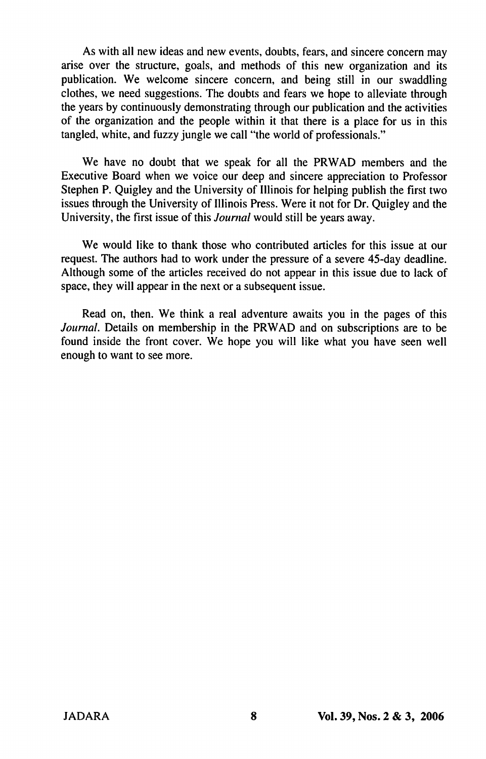As with all new ideas and new events, doubts, fears, and sincere concern may arise over the structure, goals, and methods of this new organization and its publication. We welcome sincere concern, and being still in our swaddling clothes, we need suggestions. The doubts and fears we hope to alleviate through the years by continuously demonstrating through our publication and the activities of the organization and the people within it that there is a place for us in this tangled, white, and fuzzy jungle we call "the world of professionals."

We have no doubt that we speak for all the PRWAD members and the Executive Board when we voice our deep and sincere appreciation to Professor Stephen P. Quigley and the University of Illinois for helping publish the first two issues through the University of Illinois Press. Were it not for Dr. Quigley and the University, the first issue of this *Journal* would still be years away.

We would like to thank those who contributed articles for this issue at our request. The authors had to work under the pressure of a severe 45-day deadline. Although some of the articles received do not appear in this issue due to lack of space, they will appear in the next or a subsequent issue.

Read on, then. We think a real adventure awaits you in the pages of this *Journal*. Details on membership in the PRWAD and on subscriptions are to be found inside the front cover. We hope you will like what you have seen well enough to want to see more.